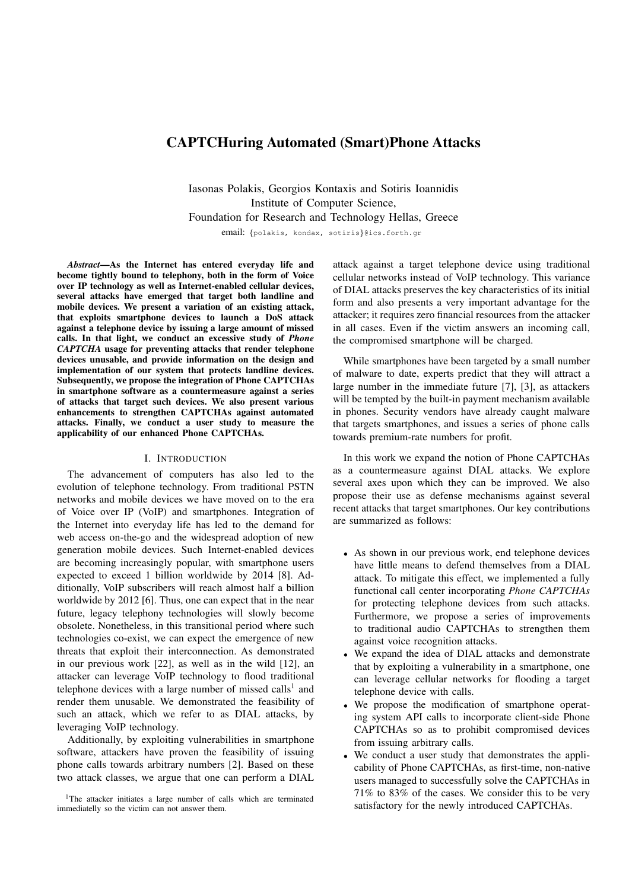# CAPTCHuring Automated (Smart)Phone Attacks

Iasonas Polakis, Georgios Kontaxis and Sotiris Ioannidis
Institute of Computer Science,
Foundation for Research and Technology Hellas, Greece
email: {polakis, kondax, sotiris}@ics.forth.gr

***Abstract*—As the Internet has entered everyday life and become tightly bound to telephony, both in the form of Voice over IP technology as well as Internet-enabled cellular devices, several attacks have emerged that target both landline and mobile devices. We present a variation of an existing attack, that exploits smartphone devices to launch a DoS attack against a telephone device by issuing a large amount of missed calls. In that light, we conduct an excessive study of *Phone CAPTCHA* usage for preventing attacks that render telephone devices unusable, and provide information on the design and implementation of our system that protects landline devices. Subsequently, we propose the integration of Phone CAPTCHAs in smartphone software as a countermeasure against a series of attacks that target such devices. We also present various enhancements to strengthen CAPTCHAs against automated attacks. Finally, we conduct a user study to measure the applicability of our enhanced Phone CAPTCHAs.**

## I. Introduction

The advancement of computers has also led to the evolution of telephone technology. From traditional PSTN networks and mobile devices we have moved on to the era of Voice over IP (VoIP) and smartphones. Integration of the Internet into everyday life has led to the demand for web access on-the-go and the widespread adoption of new generation mobile devices. Such Internet-enabled devices are becoming increasingly popular, with smartphone users expected to exceed 1 billion worldwide by 2014 [8]. Additionally, VoIP subscribers will reach almost half a billion worldwide by 2012 [6]. Thus, one can expect that in the near future, legacy telephony technologies will slowly become obsolete. Nonetheless, in this transitional period where such technologies co-exist, we can expect the emergence of new threats that exploit their interconnection. As demonstrated in our previous work [22], as well as in the wild [12], an attacker can leverage VoIP technology to flood traditional telephone devices with a large number of missed calls[1] and render them unusable. We demonstrated the feasibility of such an attack, which we refer to as DIAL attacks, by leveraging VoIP technology.

Additionally, by exploiting vulnerabilities in smartphone software, attackers have proven the feasibility of issuing phone calls towards arbitrary numbers [2]. Based on these two attack classes, we argue that one can perform a DIAL attack against a target telephone device using traditional cellular networks instead of VoIP technology. This variance of DIAL attacks preserves the key characteristics of its initial form and also presents a very important advantage for the attacker; it requires zero financial resources from the attacker in all cases. Even if the victim answers an incoming call, the compromised smartphone will be charged.

While smartphones have been targeted by a small number of malware to date, experts predict that they will attract a large number in the immediate future [7], [3], as attackers will be tempted by the built-in payment mechanism available in phones. Security vendors have already caught malware that targets smartphones, and issues a series of phone calls towards premium-rate numbers for profit.

In this work we expand the notion of Phone CAPTCHAs as a countermeasure against DIAL attacks. We explore several axes upon which they can be improved. We also propose their use as defense mechanisms against several recent attacks that target smartphones. Our key contributions are summarized as follows:

- As shown in our previous work, end telephone devices have little means to defend themselves from a DIAL attack. To mitigate this effect, we implemented a fully functional call center incorporating *Phone CAPTCHAs* for protecting telephone devices from such attacks. Furthermore, we propose a series of improvements to traditional audio CAPTCHAs to strengthen them against voice recognition attacks.
- We expand the idea of DIAL attacks and demonstrate that by exploiting a vulnerability in a smartphone, one can leverage cellular networks for flooding a target telephone device with calls.
- We propose the modification of smartphone operating system API calls to incorporate client-side Phone CAPTCHAs so as to prohibit compromised devices from issuing arbitrary calls.
- We conduct a user study that demonstrates the applicability of Phone CAPTCHAs, as first-time, non-native users managed to successfully solve the CAPTCHAs in 71% to 83% of the cases. We consider this to be very satisfactory for the newly introduced CAPTCHAs.

[1]The attacker initiates a large number of calls which are terminated immediatelly so the victim can not answer them.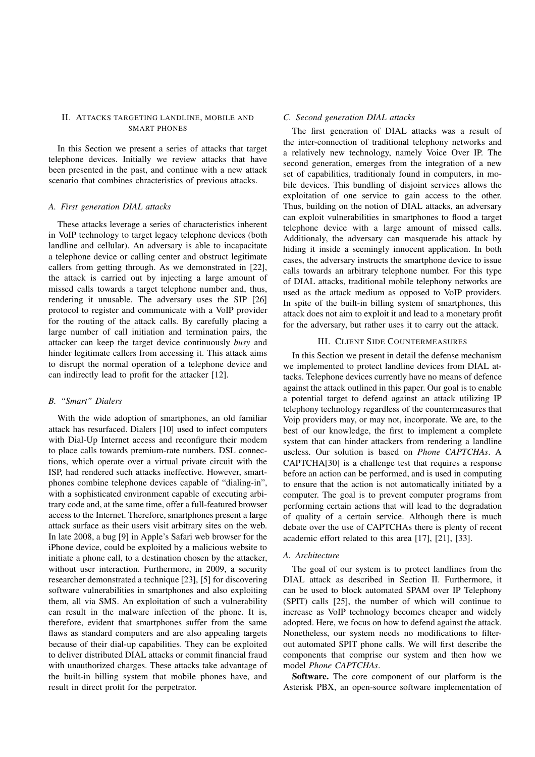## II. Attacks targeting landline, mobile and smart phones

In this Section we present a series of attacks that target telephone devices. Initially we review attacks that have been presented in the past, and continue with a new attack scenario that combines chracteristics of previous attacks.

### A. First generation DIAL attacks

These attacks leverage a series of characteristics inherent in VoIP technology to target legacy telephone devices (both landline and cellular). An adversary is able to incapacitate a telephone device or calling center and obstruct legitimate callers from getting through. As we demonstrated in [22], the attack is carried out by injecting a large amount of missed calls towards a target telephone number and, thus, rendering it unusable. The adversary uses the SIP [26] protocol to register and communicate with a VoIP provider for the routing of the attack calls. By carefully placing a large number of call initiation and termination pairs, the attacker can keep the target device continuously *busy* and hinder legitimate callers from accessing it. This attack aims to disrupt the normal operation of a telephone device and can indirectly lead to profit for the attacker [12].

### B. "Smart" Dialers

With the wide adoption of smartphones, an old familiar attack has resurfaced. Dialers [10] used to infect computers with Dial-Up Internet access and reconfigure their modem to place calls towards premium-rate numbers. DSL connections, which operate over a virtual private circuit with the ISP, had rendered such attacks ineffective. However, smartphones combine telephone devices capable of "dialing-in", with a sophisticated environment capable of executing arbitrary code and, at the same time, offer a full-featured browser access to the Internet. Therefore, smartphones present a large attack surface as their users visit arbitrary sites on the web. In late 2008, a bug [9] in Apple's Safari web browser for the iPhone device, could be exploited by a malicious website to initiate a phone call, to a destination chosen by the attacker, without user interaction. Furthermore, in 2009, a security researcher demonstrated a technique [23], [5] for discovering software vulnerabilities in smartphones and also exploiting them, all via SMS. An exploitation of such a vulnerability can result in the malware infection of the phone. It is, therefore, evident that smartphones suffer from the same flaws as standard computers and are also appealing targets because of their dial-up capabilities. They can be exploited to deliver distributed DIAL attacks or commit financial fraud with unauthorized charges. These attacks take advantage of the built-in billing system that mobile phones have, and result in direct profit for the perpetrator.

### C. Second generation DIAL attacks

The first generation of DIAL attacks was a result of the inter-connection of traditional telephony networks and a relatively new technology, namely Voice Over IP. The second generation, emerges from the integration of a new set of capabilities, traditionaly found in computers, in mobile devices. This bundling of disjoint services allows the exploitation of one service to gain access to the other. Thus, building on the notion of DIAL attacks, an adversary can exploit vulnerabilities in smartphones to flood a target telephone device with a large amount of missed calls. Additionaly, the adversary can masquerade his attack by hiding it inside a seemingly innocent application. In both cases, the adversary instructs the smartphone device to issue calls towards an arbitrary telephone number. For this type of DIAL attacks, traditional mobile telephony networks are used as the attack medium as opposed to VoIP providers. In spite of the built-in billing system of smartphones, this attack does not aim to exploit it and lead to a monetary profit for the adversary, but rather uses it to carry out the attack.

## III. Client Side Countermeasures

In this Section we present in detail the defense mechanism we implemented to protect landline devices from DIAL attacks. Telephone devices currently have no means of defence against the attack outlined in this paper. Our goal is to enable a potential target to defend against an attack utilizing IP telephony technology regardless of the countermeasures that Voip providers may, or may not, incorporate. We are, to the best of our knowledge, the first to implement a complete system that can hinder attackers from rendering a landline useless. Our solution is based on *Phone CAPTCHAs*. A CAPTCHA[30] is a challenge test that requires a response before an action can be performed, and is used in computing to ensure that the action is not automatically initiated by a computer. The goal is to prevent computer programs from performing certain actions that will lead to the degradation of quality of a certain service. Although there is much debate over the use of CAPTCHAs there is plenty of recent academic effort related to this area [17], [21], [33].

### A. Architecture

The goal of our system is to protect landlines from the DIAL attack as described in Section II. Furthermore, it can be used to block automated SPAM over IP Telephony (SPIT) calls [25], the number of which will continue to increase as VoIP technology becomes cheaper and widely adopted. Here, we focus on how to defend against the attack. Nonetheless, our system needs no modifications to filter-out automated SPIT phone calls. We will first describe the components that comprise our system and then how we model *Phone CAPTCHAs*.

**Software.** The core component of our platform is the Asterisk PBX, an open-source software implementation of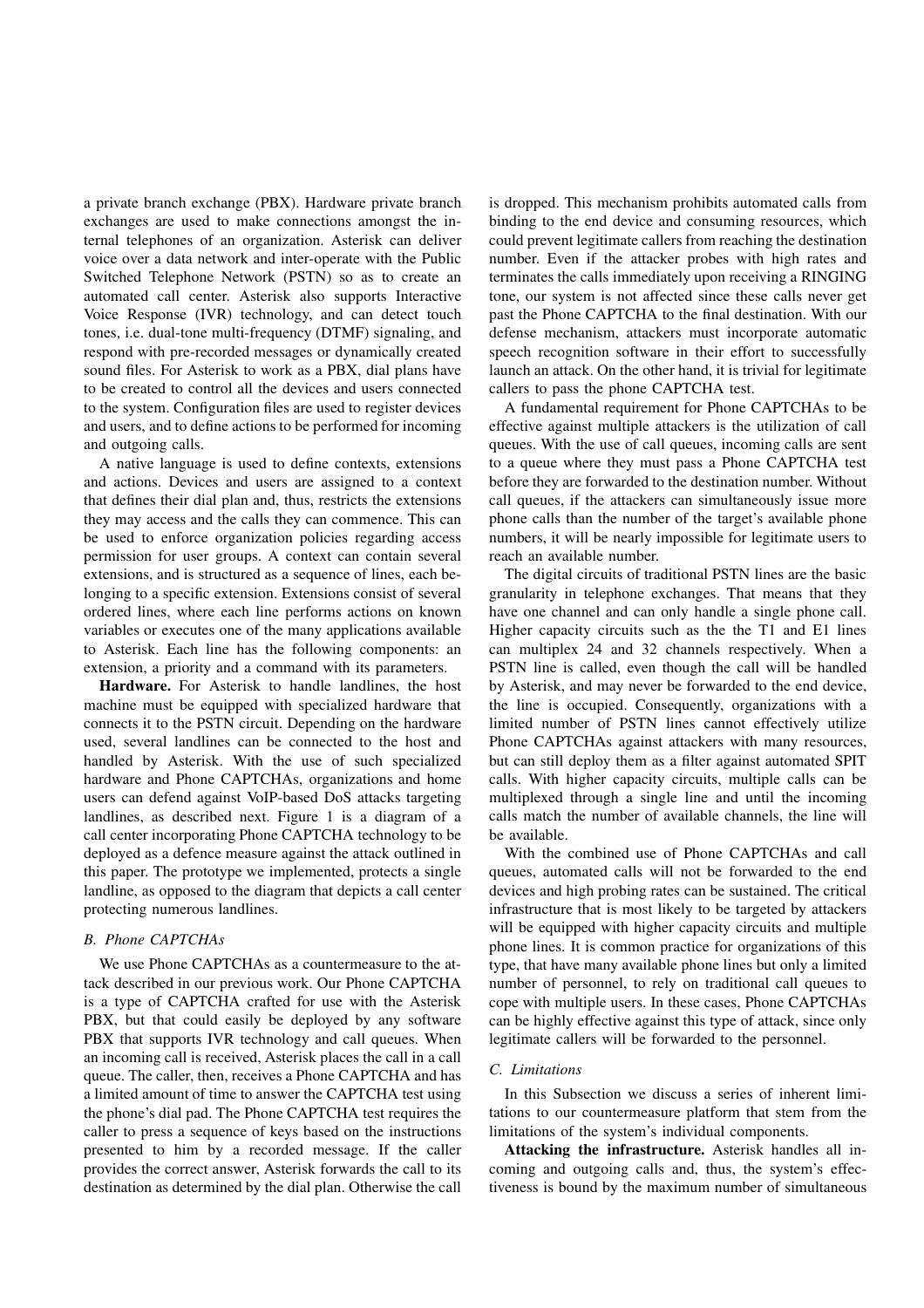a private branch exchange (PBX). Hardware private branch exchanges are used to make connections amongst the internal telephones of an organization. Asterisk can deliver voice over a data network and inter-operate with the Public Switched Telephone Network (PSTN) so as to create an automated call center. Asterisk also supports Interactive Voice Response (IVR) technology, and can detect touch tones, i.e. dual-tone multi-frequency (DTMF) signaling, and respond with pre-recorded messages or dynamically created sound files. For Asterisk to work as a PBX, dial plans have to be created to control all the devices and users connected to the system. Configuration files are used to register devices and users, and to define actions to be performed for incoming and outgoing calls.

A native language is used to define contexts, extensions and actions. Devices and users are assigned to a context that defines their dial plan and, thus, restricts the extensions they may access and the calls they can commence. This can be used to enforce organization policies regarding access permission for user groups. A context can contain several extensions, and is structured as a sequence of lines, each belonging to a specific extension. Extensions consist of several ordered lines, where each line performs actions on known variables or executes one of the many applications available to Asterisk. Each line has the following components: an extension, a priority and a command with its parameters.

**Hardware.** For Asterisk to handle landlines, the host machine must be equipped with specialized hardware that connects it to the PSTN circuit. Depending on the hardware used, several landlines can be connected to the host and handled by Asterisk. With the use of such specialized hardware and Phone CAPTCHAs, organizations and home users can defend against VoIP-based DoS attacks targeting landlines, as described next. Figure 1 is a diagram of a call center incorporating Phone CAPTCHA technology to be deployed as a defence measure against the attack outlined in this paper. The prototype we implemented, protects a single landline, as opposed to the diagram that depicts a call center protecting numerous landlines.

### B. Phone CAPTCHAs

We use Phone CAPTCHAs as a countermeasure to the attack described in our previous work. Our Phone CAPTCHA is a type of CAPTCHA crafted for use with the Asterisk PBX, but that could easily be deployed by any software PBX that supports IVR technology and call queues. When an incoming call is received, Asterisk places the call in a call queue. The caller, then, receives a Phone CAPTCHA and has a limited amount of time to answer the CAPTCHA test using the phone's dial pad. The Phone CAPTCHA test requires the caller to press a sequence of keys based on the instructions presented to him by a recorded message. If the caller provides the correct answer, Asterisk forwards the call to its destination as determined by the dial plan. Otherwise the call is dropped. This mechanism prohibits automated calls from binding to the end device and consuming resources, which could prevent legitimate callers from reaching the destination number. Even if the attacker probes with high rates and terminates the calls immediately upon receiving a RINGING tone, our system is not affected since these calls never get past the Phone CAPTCHA to the final destination. With our defense mechanism, attackers must incorporate automatic speech recognition software in their effort to successfully launch an attack. On the other hand, it is trivial for legitimate callers to pass the phone CAPTCHA test.

A fundamental requirement for Phone CAPTCHAs to be effective against multiple attackers is the utilization of call queues. With the use of call queues, incoming calls are sent to a queue where they must pass a Phone CAPTCHA test before they are forwarded to the destination number. Without call queues, if the attackers can simultaneously issue more phone calls than the number of the target's available phone numbers, it will be nearly impossible for legitimate users to reach an available number.

The digital circuits of traditional PSTN lines are the basic granularity in telephone exchanges. That means that they have one channel and can only handle a single phone call. Higher capacity circuits such as the the T1 and E1 lines can multiplex 24 and 32 channels respectively. When a PSTN line is called, even though the call will be handled by Asterisk, and may never be forwarded to the end device, the line is occupied. Consequently, organizations with a limited number of PSTN lines cannot effectively utilize Phone CAPTCHAs against attackers with many resources, but can still deploy them as a filter against automated SPIT calls. With higher capacity circuits, multiple calls can be multiplexed through a single line and until the incoming calls match the number of available channels, the line will be available.

With the combined use of Phone CAPTCHAs and call queues, automated calls will not be forwarded to the end devices and high probing rates can be sustained. The critical infrastructure that is most likely to be targeted by attackers will be equipped with higher capacity circuits and multiple phone lines. It is common practice for organizations of this type, that have many available phone lines but only a limited number of personnel, to rely on traditional call queues to cope with multiple users. In these cases, Phone CAPTCHAs can be highly effective against this type of attack, since only legitimate callers will be forwarded to the personnel.

### C. Limitations

In this Subsection we discuss a series of inherent limitations to our countermeasure platform that stem from the limitations of the system's individual components.

**Attacking the infrastructure.** Asterisk handles all incoming and outgoing calls and, thus, the system's effectiveness is bound by the maximum number of simultaneous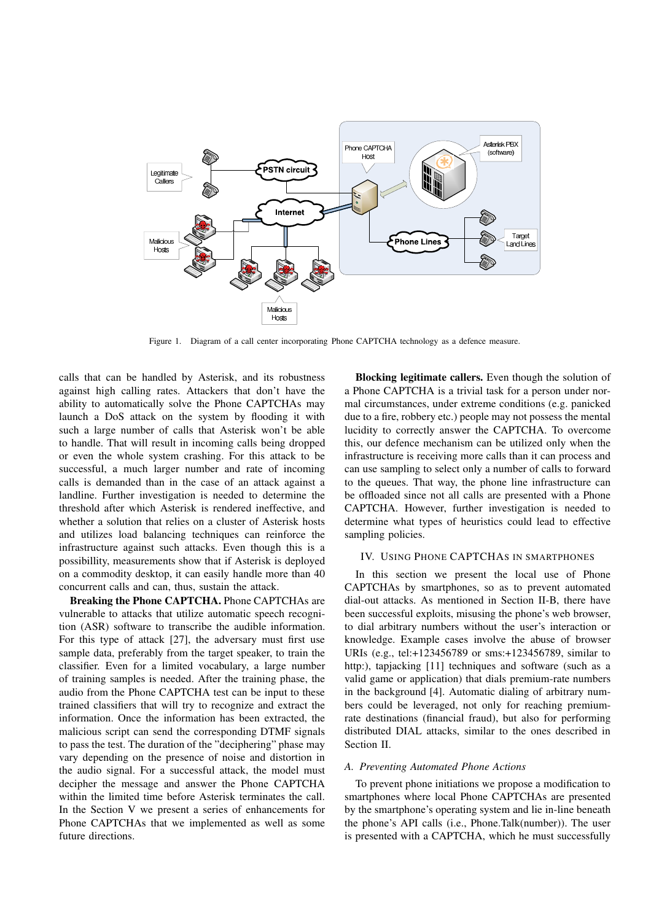Legitimate Callers

PSTN circuit

Internet

Malicious Hosts

Malicious Hosts

Phone CAPTCHA Host

Asterisk PBX (software)

Phone Lines

Target Land Lines

Figure 1. Diagram of a call center incorporating Phone CAPTCHA technology as a defence measure.

calls that can be handled by Asterisk, and its robustness against high calling rates. Attackers that don't have the ability to automatically solve the Phone CAPTCHAs may launch a DoS attack on the system by flooding it with such a large number of calls that Asterisk won't be able to handle. That will result in incoming calls being dropped or even the whole system crashing. For this attack to be successful, a much larger number and rate of incoming calls is demanded than in the case of an attack against a landline. Further investigation is needed to determine the threshold after which Asterisk is rendered ineffective, and whether a solution that relies on a cluster of Asterisk hosts and utilizes load balancing techniques can reinforce the infrastructure against such attacks. Even though this is a possibillity, measurements show that if Asterisk is deployed on a commodity desktop, it can easily handle more than 40 concurrent calls and can, thus, sustain the attack.

**Breaking the Phone CAPTCHA.** Phone CAPTCHAs are vulnerable to attacks that utilize automatic speech recognition (ASR) software to transcribe the audible information. For this type of attack [27], the adversary must first use sample data, preferably from the target speaker, to train the classifier. Even for a limited vocabulary, a large number of training samples is needed. After the training phase, the audio from the Phone CAPTCHA test can be input to these trained classifiers that will try to recognize and extract the information. Once the information has been extracted, the malicious script can send the corresponding DTMF signals to pass the test. The duration of the "deciphering" phase may vary depending on the presence of noise and distortion in the audio signal. For a successful attack, the model must decipher the message and answer the Phone CAPTCHA within the limited time before Asterisk terminates the call. In the Section V we present a series of enhancements for Phone CAPTCHAs that we implemented as well as some future directions.

**Blocking legitimate callers.** Even though the solution of a Phone CAPTCHA is a trivial task for a person under normal circumstances, under extreme conditions (e.g. panicked due to a fire, robbery etc.) people may not possess the mental lucidity to correctly answer the CAPTCHA. To overcome this, our defence mechanism can be utilized only when the infrastructure is receiving more calls than it can process and can use sampling to select only a number of calls to forward to the queues. That way, the phone line infrastructure can be offloaded since not all calls are presented with a Phone CAPTCHA. However, further investigation is needed to determine what types of heuristics could lead to effective sampling policies.

## IV. Using Phone CAPTCHAs in smartphones

In this section we present the local use of Phone CAPTCHAs by smartphones, so as to prevent automated dial-out attacks. As mentioned in Section II-B, there have been successful exploits, misusing the phone's web browser, to dial arbitrary numbers without the user's interaction or knowledge. Example cases involve the abuse of browser URIs (e.g., tel:+123456789 or sms:+123456789, similar to http:), tapjacking [11] techniques and software (such as a valid game or application) that dials premium-rate numbers in the background [4]. Automatic dialing of arbitrary numbers could be leveraged, not only for reaching premium-rate destinations (financial fraud), but also for performing distributed DIAL attacks, similar to the ones described in Section II.

### *A. Preventing Automated Phone Actions*

To prevent phone initiations we propose a modification to smartphones where local Phone CAPTCHAs are presented by the smartphone's operating system and lie in-line beneath the phone's API calls (i.e., Phone.Talk(number)). The user is presented with a CAPTCHA, which he must successfully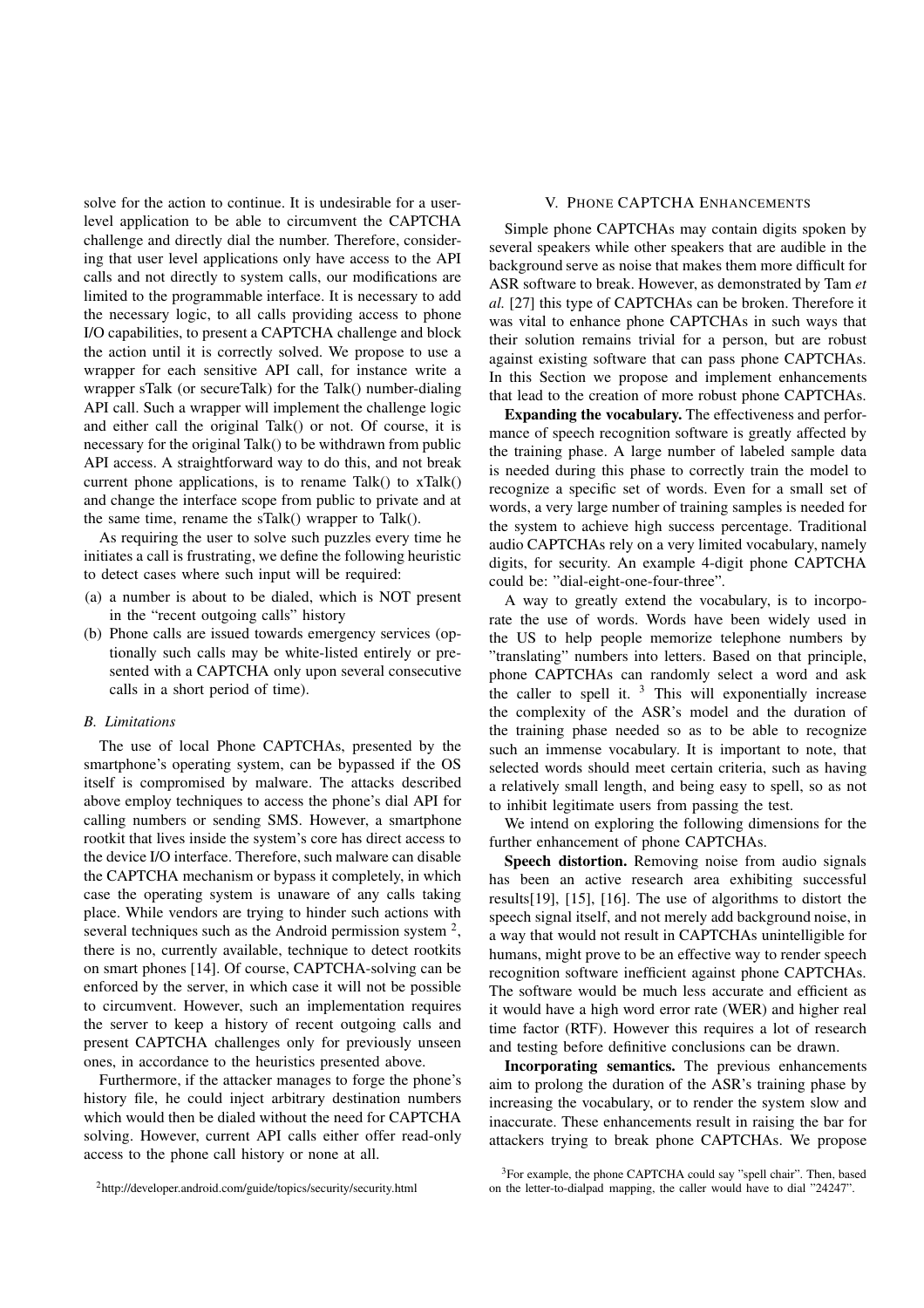solve for the action to continue. It is undesirable for a user-level application to be able to circumvent the CAPTCHA challenge and directly dial the number. Therefore, considering that user level applications only have access to the API calls and not directly to system calls, our modifications are limited to the programmable interface. It is necessary to add the necessary logic, to all calls providing access to phone I/O capabilities, to present a CAPTCHA challenge and block the action until it is correctly solved. We propose to use a wrapper for each sensitive API call, for instance write a wrapper sTalk (or secureTalk) for the Talk() number-dialing API call. Such a wrapper will implement the challenge logic and either call the original Talk() or not. Of course, it is necessary for the original Talk() to be withdrawn from public API access. A straightforward way to do this, and not break current phone applications, is to rename Talk() to xTalk() and change the interface scope from public to private and at the same time, rename the sTalk() wrapper to Talk().

As requiring the user to solve such puzzles every time he initiates a call is frustrating, we define the following heuristic to detect cases where such input will be required:

(a) a number is about to be dialed, which is NOT present in the "recent outgoing calls" history
(b) Phone calls are issued towards emergency services (optionally such calls may be white-listed entirely or presented with a CAPTCHA only upon several consecutive calls in a short period of time).

### B. Limitations

The use of local Phone CAPTCHAs, presented by the smartphone's operating system, can be bypassed if the OS itself is compromised by malware. The attacks described above employ techniques to access the phone's dial API for calling numbers or sending SMS. However, a smartphone rootkit that lives inside the system's core has direct access to the device I/O interface. Therefore, such malware can disable the CAPTCHA mechanism or bypass it completely, in which case the operating system is unaware of any calls taking place. While vendors are trying to hinder such actions with several techniques such as the Android permission system [2], there is no, currently available, technique to detect rootkits on smart phones [14]. Of course, CAPTCHA-solving can be enforced by the server, in which case it will not be possible to circumvent. However, such an implementation requires the server to keep a history of recent outgoing calls and present CAPTCHA challenges only for previously unseen ones, in accordance to the heuristics presented above.

Furthermore, if the attacker manages to forge the phone's history file, he could inject arbitrary destination numbers which would then be dialed without the need for CAPTCHA solving. However, current API calls either offer read-only access to the phone call history or none at all.

[2]http://developer.android.com/guide/topics/security/security.html

## V. Phone CAPTCHA Enhancements

Simple phone CAPTCHAs may contain digits spoken by several speakers while other speakers that are audible in the background serve as noise that makes them more difficult for ASR software to break. However, as demonstrated by Tam *et al.* [27] this type of CAPTCHAs can be broken. Therefore it was vital to enhance phone CAPTCHAs in such ways that their solution remains trivial for a person, but are robust against existing software that can pass phone CAPTCHAs. In this Section we propose and implement enhancements that lead to the creation of more robust phone CAPTCHAs.

**Expanding the vocabulary.** The effectiveness and performance of speech recognition software is greatly affected by the training phase. A large number of labeled sample data is needed during this phase to correctly train the model to recognize a specific set of words. Even for a small set of words, a very large number of training samples is needed for the system to achieve high success percentage. Traditional audio CAPTCHAs rely on a very limited vocabulary, namely digits, for security. An example 4-digit phone CAPTCHA could be: "dial-eight-one-four-three".

A way to greatly extend the vocabulary, is to incorporate the use of words. Words have been widely used in the US to help people memorize telephone numbers by "translating" numbers into letters. Based on that principle, phone CAPTCHAs can randomly select a word and ask the caller to spell it. [3] This will exponentially increase the complexity of the ASR's model and the duration of the training phase needed so as to be able to recognize such an immense vocabulary. It is important to note, that selected words should meet certain criteria, such as having a relatively small length, and being easy to spell, so as not to inhibit legitimate users from passing the test.

We intend on exploring the following dimensions for the further enhancement of phone CAPTCHAs.

**Speech distortion.** Removing noise from audio signals has been an active research area exhibiting successful results[19], [15], [16]. The use of algorithms to distort the speech signal itself, and not merely add background noise, in a way that would not result in CAPTCHAs unintelligible for humans, might prove to be an effective way to render speech recognition software inefficient against phone CAPTCHAs. The software would be much less accurate and efficient as it would have a high word error rate (WER) and higher real time factor (RTF). However this requires a lot of research and testing before definitive conclusions can be drawn.

**Incorporating semantics.** The previous enhancements aim to prolong the duration of the ASR's training phase by increasing the vocabulary, or to render the system slow and inaccurate. These enhancements result in raising the bar for attackers trying to break phone CAPTCHAs. We propose

[3]For example, the phone CAPTCHA could say "spell chair". Then, based on the letter-to-dialpad mapping, the caller would have to dial "24247".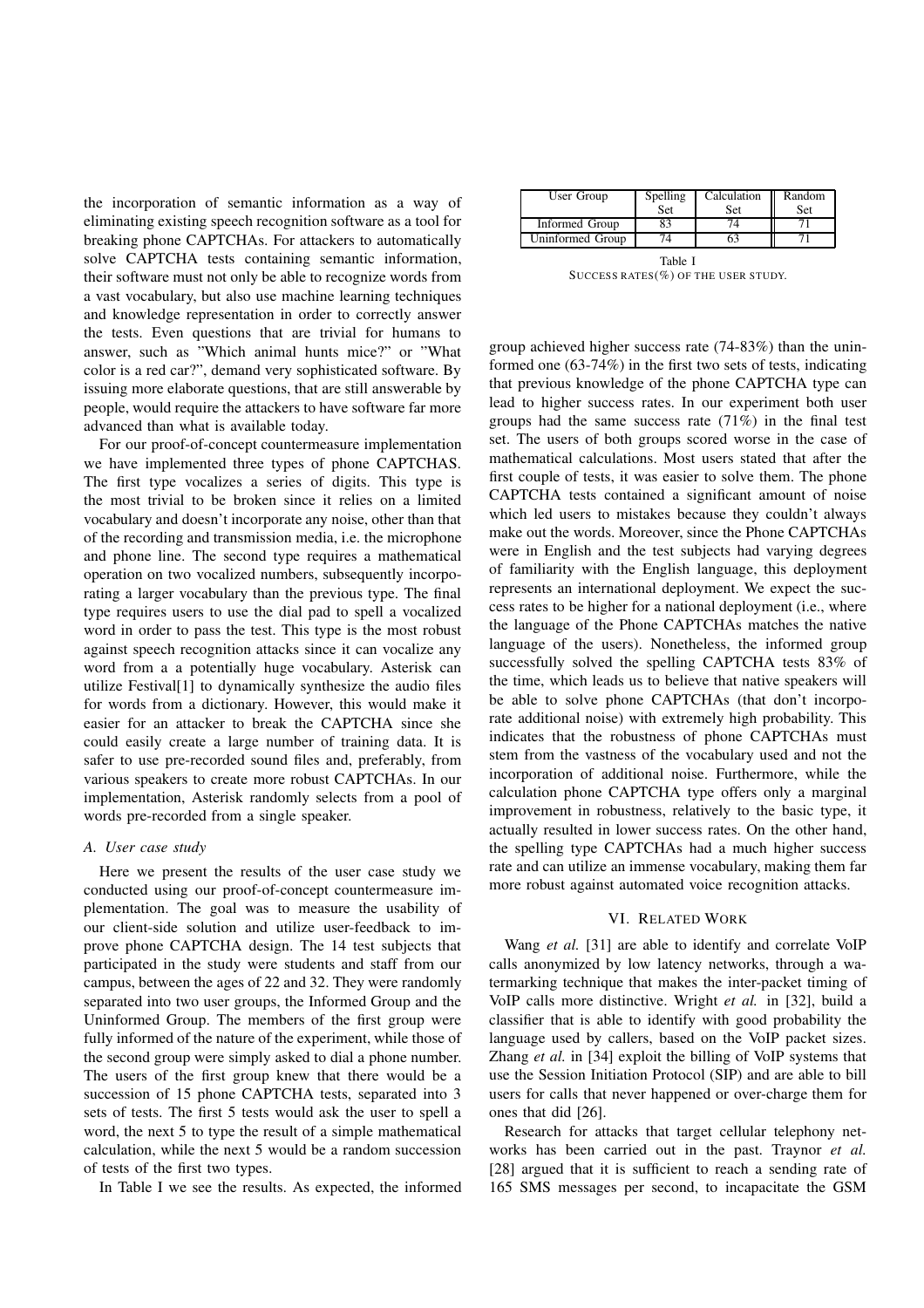the incorporation of semantic information as a way of eliminating existing speech recognition software as a tool for breaking phone CAPTCHAs. For attackers to automatically solve CAPTCHA tests containing semantic information, their software must not only be able to recognize words from a vast vocabulary, but also use machine learning techniques and knowledge representation in order to correctly answer the tests. Even questions that are trivial for humans to answer, such as "Which animal hunts mice?" or "What color is a red car?", demand very sophisticated software. By issuing more elaborate questions, that are still answerable by people, would require the attackers to have software far more advanced than what is available today.

For our proof-of-concept countermeasure implementation we have implemented three types of phone CAPTCHAS. The first type vocalizes a series of digits. This type is the most trivial to be broken since it relies on a limited vocabulary and doesn't incorporate any noise, other than that of the recording and transmission media, i.e. the microphone and phone line. The second type requires a mathematical operation on two vocalized numbers, subsequently incorporating a larger vocabulary than the previous type. The final type requires users to use the dial pad to spell a vocalized word in order to pass the test. This type is the most robust against speech recognition attacks since it can vocalize any word from a potentially huge vocabulary. Asterisk can utilize Festival[1] to dynamically synthesize the audio files for words from a dictionary. However, this would make it easier for an attacker to break the CAPTCHA since she could easily create a large number of training data. It is safer to use pre-recorded sound files and, preferably, from various speakers to create more robust CAPTCHAs. In our implementation, Asterisk randomly selects from a pool of words pre-recorded from a single speaker.

### A. User case study

Here we present the results of the user case study we conducted using our proof-of-concept countermeasure implementation. The goal was to measure the usability of our client-side solution and utilize user-feedback to improve phone CAPTCHA design. The 14 test subjects that participated in the study were students and staff from our campus, between the ages of 22 and 32. They were randomly separated into two user groups, the Informed Group and the Uninformed Group. The members of the first group were fully informed of the nature of the experiment, while those of the second group were simply asked to dial a phone number. The users of the first group knew that there would be a succession of 15 phone CAPTCHA tests, separated into 3 sets of tests. The first 5 tests would ask the user to spell a word, the next 5 to type the result of a simple mathematical calculation, while the next 5 would be a random succession of tests of the first two types.

In Table I we see the results. As expected, the informed group achieved higher success rate (74-83%) than the uninformed one (63-74%) in the first two sets of tests, indicating that previous knowledge of the phone CAPTCHA type can lead to higher success rates. In our experiment both user groups had the same success rate (71%) in the final test set. The users of both groups scored worse in the case of mathematical calculations. Most users stated that after the first couple of tests, it was easier to solve them. The phone CAPTCHA tests contained a significant amount of noise which led users to mistakes because they couldn't always make out the words. Moreover, since the Phone CAPTCHAs were in English and the test subjects had varying degrees of familiarity with the English language, this deployment represents an international deployment. We expect the success rates to be higher for a national deployment (i.e., where the language of the Phone CAPTCHAs matches the native language of the users). Nonetheless, the informed group successfully solved the spelling CAPTCHA tests 83% of the time, which leads us to believe that native speakers will be able to solve phone CAPTCHAs (that don't incorporate additional noise) with extremely high probability. This indicates that the robustness of phone CAPTCHAs must stem from the vastness of the vocabulary used and not the incorporation of additional noise. Furthermore, while the calculation phone CAPTCHA type offers only a marginal improvement in robustness, relatively to the basic type, it actually resulted in lower success rates. On the other hand, the spelling type CAPTCHAs had a much higher success rate and can utilize an immense vocabulary, making them far more robust against automated voice recognition attacks.

| User Group | Spelling Set | Calculation Set | Random Set |
|---|---|---|---|
| Informed Group | 83 | 74 | 71 |
| Uninformed Group | 74 | 63 | 71 |

Table I

SUCCESS RATES(%) OF THE USER STUDY.

## VI. RELATED WORK

Wang *et al.* [31] are able to identify and correlate VoIP calls anonymized by low latency networks, through a watermarking technique that makes the inter-packet timing of VoIP calls more distinctive. Wright *et al.* in [32], build a classifier that is able to identify with good probability the language used by callers, based on the VoIP packet sizes. Zhang *et al.* in [34] exploit the billing of VoIP systems that use the Session Initiation Protocol (SIP) and are able to bill users for calls that never happened or over-charge them for ones that did [26].

Research for attacks that target cellular telephony networks has been carried out in the past. Traynor *et al.* [28] argued that it is sufficient to reach a sending rate of 165 SMS messages per second, to incapacitate the GSM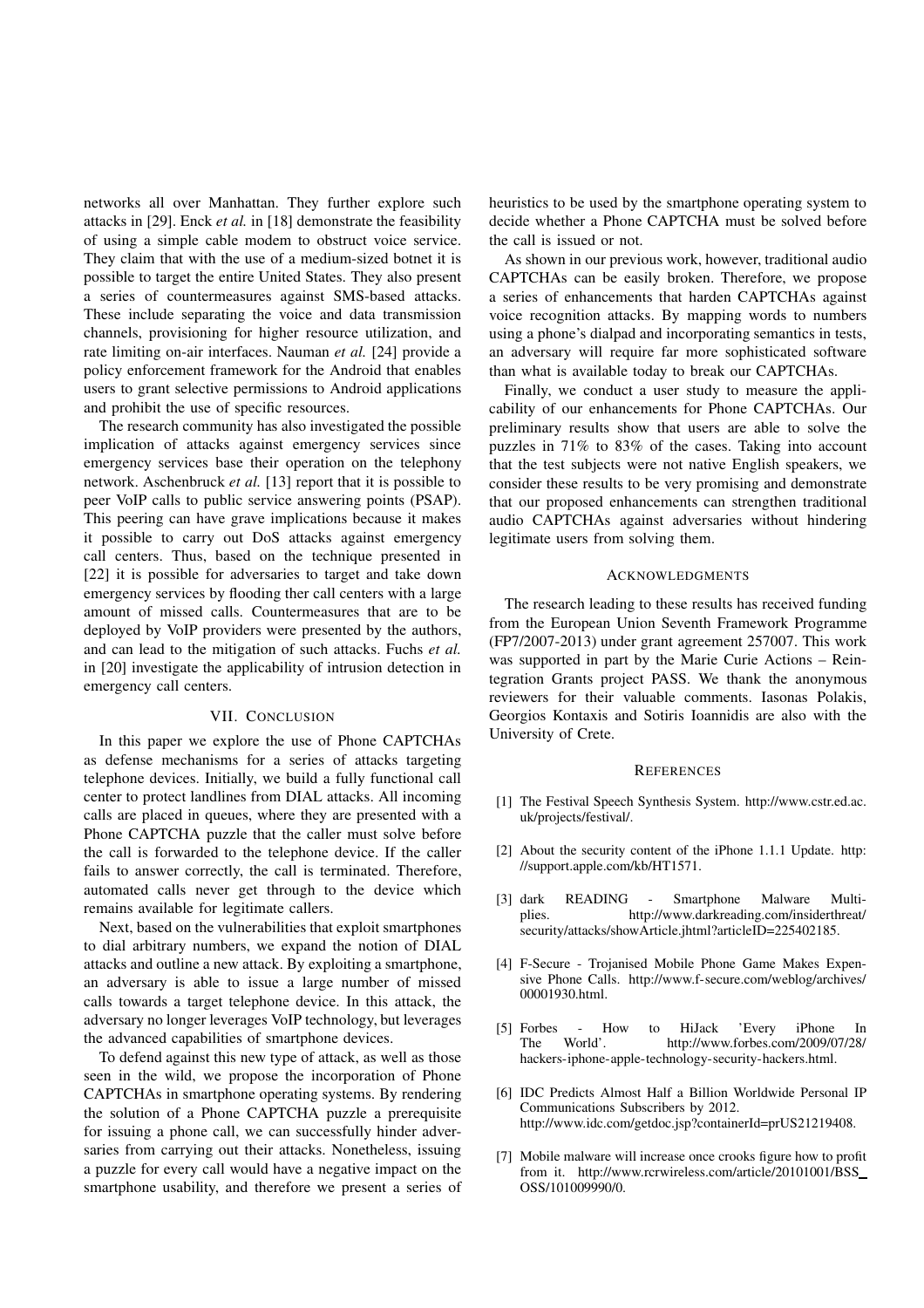networks all over Manhattan. They further explore such attacks in [29]. Enck *et al.* in [18] demonstrate the feasibility of using a simple cable modem to obstruct voice service. They claim that with the use of a medium-sized botnet it is possible to target the entire United States. They also present a series of countermeasures against SMS-based attacks. These include separating the voice and data transmission channels, provisioning for higher resource utilization, and rate limiting on-air interfaces. Nauman *et al.* [24] provide a policy enforcement framework for the Android that enables users to grant selective permissions to Android applications and prohibit the use of specific resources.

The research community has also investigated the possible implication of attacks against emergency services since emergency services base their operation on the telephony network. Aschenbruck *et al.* [13] report that it is possible to peer VoIP calls to public service answering points (PSAP). This peering can have grave implications because it makes it possible to carry out DoS attacks against emergency call centers. Thus, based on the technique presented in [22] it is possible for adversaries to target and take down emergency services by flooding ther call centers with a large amount of missed calls. Countermeasures that are to be deployed by VoIP providers were presented by the authors, and can lead to the mitigation of such attacks. Fuchs *et al.* in [20] investigate the applicability of intrusion detection in emergency call centers.

## VII. Conclusion

In this paper we explore the use of Phone CAPTCHAs as defense mechanisms for a series of attacks targeting telephone devices. Initially, we build a fully functional call center to protect landlines from DIAL attacks. All incoming calls are placed in queues, where they are presented with a Phone CAPTCHA puzzle that the caller must solve before the call is forwarded to the telephone device. If the caller fails to answer correctly, the call is terminated. Therefore, automated calls never get through to the device which remains available for legitimate callers.

Next, based on the vulnerabilities that exploit smartphones to dial arbitrary numbers, we expand the notion of DIAL attacks and outline a new attack. By exploiting a smartphone, an adversary is able to issue a large number of missed calls towards a target telephone device. In this attack, the adversary no longer leverages VoIP technology, but leverages the advanced capabilities of smartphone devices.

To defend against this new type of attack, as well as those seen in the wild, we propose the incorporation of Phone CAPTCHAs in smartphone operating systems. By rendering the solution of a Phone CAPTCHA puzzle a prerequisite for issuing a phone call, we can successfully hinder adversaries from carrying out their attacks. Nonetheless, issuing a puzzle for every call would have a negative impact on the smartphone usability, and therefore we present a series of heuristics to be used by the smartphone operating system to decide whether a Phone CAPTCHA must be solved before the call is issued or not.

As shown in our previous work, however, traditional audio CAPTCHAs can be easily broken. Therefore, we propose a series of enhancements that harden CAPTCHAs against voice recognition attacks. By mapping words to numbers using a phone's dialpad and incorporating semantics in tests, an adversary will require far more sophisticated software than what is available today to break our CAPTCHAs.

Finally, we conduct a user study to measure the applicability of our enhancements for Phone CAPTCHAs. Our preliminary results show that users are able to solve the puzzles in 71% to 83% of the cases. Taking into account that the test subjects were not native English speakers, we consider these results to be very promising and demonstrate that our proposed enhancements can strengthen traditional audio CAPTCHAs against adversaries without hindering legitimate users from solving them.

## Acknowledgments

The research leading to these results has received funding from the European Union Seventh Framework Programme (FP7/2007-2013) under grant agreement 257007. This work was supported in part by the Marie Curie Actions – Reintegration Grants project PASS. We thank the anonymous reviewers for their valuable comments. Iasonas Polakis, Georgios Kontaxis and Sotiris Ioannidis are also with the University of Crete.

## References

[1] The Festival Speech Synthesis System. http://www.cstr.ed.ac.uk/projects/festival/.

[2] About the security content of the iPhone 1.1.1 Update. http://support.apple.com/kb/HT1571.

[3] dark READING - Smartphone Malware Multiplies. http://www.darkreading.com/insiderthreat/security/attacks/showArticle.jhtml?articleID=225402185.

[4] F-Secure - Trojanised Mobile Phone Game Makes Expensive Phone Calls. http://www.f-secure.com/weblog/archives/00001930.html.

[5] Forbes - How to HiJack 'Every iPhone In The World'. http://www.forbes.com/2009/07/28/hackers-iphone-apple-technology-security-hackers.html.

[6] IDC Predicts Almost Half a Billion Worldwide Personal IP Communications Subscribers by 2012. http://www.idc.com/getdoc.jsp?containerId=prUS21219408.

[7] Mobile malware will increase once crooks figure how to profit from it. http://www.rcrwireless.com/article/20101001/BSS_OSS/101009990/0.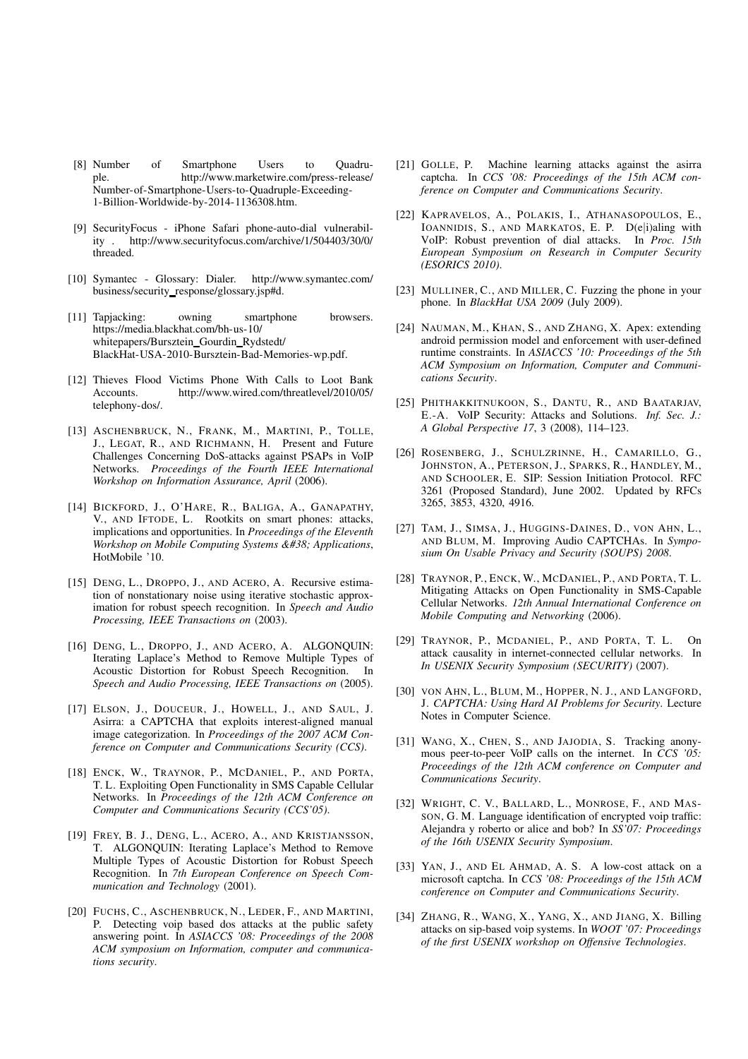[8] Number of Smartphone Users to Quadruple. http://www.marketwire.com/press-release/Number-of-Smartphone-Users-to-Quadruple-Exceeding-1-Billion-Worldwide-by-2014-1136308.htm.

[9] SecurityFocus - iPhone Safari phone-auto-dial vulnerability . http://www.securityfocus.com/archive/1/504403/30/0/threaded.

[10] Symantec - Glossary: Dialer. http://www.symantec.com/business/security_response/glossary.jsp#d.

[11] Tapjacking: owning smartphone browsers. https://media.blackhat.com/bh-us-10/whitepapers/Bursztein_Gourdin_Rydstedt/BlackHat-USA-2010-Bursztein-Bad-Memories-wp.pdf.

[12] Thieves Flood Victims Phone With Calls to Loot Bank Accounts. http://www.wired.com/threatlevel/2010/05/telephony-dos/.

[13] ASCHENBRUCK, N., FRANK, M., MARTINI, P., TOLLE, J., LEGAT, R., AND RICHMANN, H. Present and Future Challenges Concerning DoS-attacks against PSAPs in VoIP Networks. *Proceedings of the Fourth IEEE International Workshop on Information Assurance, April* (2006).

[14] BICKFORD, J., O'HARE, R., BALIGA, A., GANAPATHY, V., AND IFTODE, L. Rootkits on smart phones: attacks, implications and opportunities. In *Proceedings of the Eleventh Workshop on Mobile Computing Systems &#38; Applications*, HotMobile '10.

[15] DENG, L., DROPPO, J., AND ACERO, A. Recursive estimation of nonstationary noise using iterative stochastic approximation for robust speech recognition. In *Speech and Audio Processing, IEEE Transactions on* (2003).

[16] DENG, L., DROPPO, J., AND ACERO, A. ALGONQUIN: Iterating Laplace's Method to Remove Multiple Types of Acoustic Distortion for Robust Speech Recognition. In *Speech and Audio Processing, IEEE Transactions on* (2005).

[17] ELSON, J., DOUCEUR, J., HOWELL, J., AND SAUL, J. Asirra: a CAPTCHA that exploits interest-aligned manual image categorization. In *Proceedings of the 2007 ACM Conference on Computer and Communications Security (CCS)*.

[18] ENCK, W., TRAYNOR, P., MCDANIEL, P., AND PORTA, T. L. Exploiting Open Functionality in SMS Capable Cellular Networks. In *Proceedings of the 12th ACM Conference on Computer and Communications Security (CCS'05)*.

[19] FREY, B. J., DENG, L., ACERO, A., AND KRISTJANSSON, T. ALGONQUIN: Iterating Laplace's Method to Remove Multiple Types of Acoustic Distortion for Robust Speech Recognition. In *7th European Conference on Speech Communication and Technology* (2001).

[20] FUCHS, C., ASCHENBRUCK, N., LEDER, F., AND MARTINI, P. Detecting voip based dos attacks at the public safety answering point. In *ASIACCS '08: Proceedings of the 2008 ACM symposium on Information, computer and communications security*.

[21] GOLLE, P. Machine learning attacks against the asirra captcha. In *CCS '08: Proceedings of the 15th ACM conference on Computer and Communications Security*.

[22] KAPRAVELOS, A., POLAKIS, I., ATHANASOPOULOS, E., IOANNIDIS, S., AND MARKATOS, E. P. D(e|i)aling with VoIP: Robust prevention of dial attacks. In *Proc. 15th European Symposium on Research in Computer Security (ESORICS 2010)*.

[23] MULLINER, C., AND MILLER, C. Fuzzing the phone in your phone. In *BlackHat USA 2009* (July 2009).

[24] NAUMAN, M., KHAN, S., AND ZHANG, X. Apex: extending android permission model and enforcement with user-defined runtime constraints. In *ASIACCS '10: Proceedings of the 5th ACM Symposium on Information, Computer and Communications Security*.

[25] PHITHAKKITNUKOON, S., DANTU, R., AND BAATARJAV, E.-A. VoIP Security: Attacks and Solutions. *Inf. Sec. J.: A Global Perspective 17*, 3 (2008), 114–123.

[26] ROSENBERG, J., SCHULZRINNE, H., CAMARILLO, G., JOHNSTON, A., PETERSON, J., SPARKS, R., HANDLEY, M., AND SCHOOLER, E. SIP: Session Initiation Protocol. RFC 3261 (Proposed Standard), June 2002. Updated by RFCs 3265, 3853, 4320, 4916.

[27] TAM, J., SIMSA, J., HUGGINS-DAINES, D., VON AHN, L., AND BLUM, M. Improving Audio CAPTCHAs. In *Symposium On Usable Privacy and Security (SOUPS) 2008*.

[28] TRAYNOR, P., ENCK, W., MCDANIEL, P., AND PORTA, T. L. Mitigating Attacks on Open Functionality in SMS-Capable Cellular Networks. *12th Annual International Conference on Mobile Computing and Networking* (2006).

[29] TRAYNOR, P., MCDANIEL, P., AND PORTA, T. L. On attack causality in internet-connected cellular networks. In *In USENIX Security Symposium (SECURITY)* (2007).

[30] VON AHN, L., BLUM, M., HOPPER, N. J., AND LANGFORD, J. *CAPTCHA: Using Hard AI Problems for Security*. Lecture Notes in Computer Science.

[31] WANG, X., CHEN, S., AND JAJODIA, S. Tracking anonymous peer-to-peer VoIP calls on the internet. In *CCS '05: Proceedings of the 12th ACM conference on Computer and Communications Security*.

[32] WRIGHT, C. V., BALLARD, L., MONROSE, F., AND MASSON, G. M. Language identification of encrypted voip traffic: Alejandra y roberto or alice and bob? In *SS'07: Proceedings of the 16th USENIX Security Symposium*.

[33] YAN, J., AND EL AHMAD, A. S. A low-cost attack on a microsoft captcha. In *CCS '08: Proceedings of the 15th ACM conference on Computer and Communications Security*.

[34] ZHANG, R., WANG, X., YANG, X., AND JIANG, X. Billing attacks on sip-based voip systems. In *WOOT '07: Proceedings of the first USENIX workshop on Offensive Technologies*.